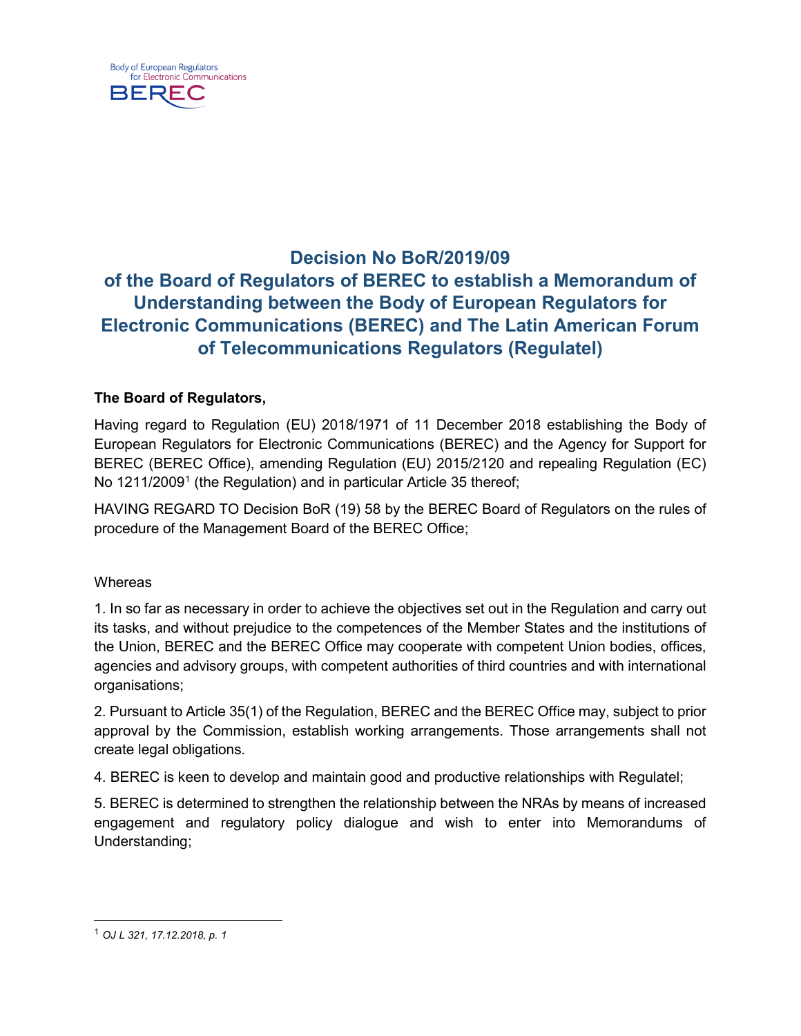# Decision No BoR/2019/09
## of the Board of Regulators of BEREC to establish a Memorandum of Understanding between the Body of European Regulators for Electronic Communications (BEREC) and The Latin American Forum of Telecommunications Regulators (Regulatel)

**The Board of Regulators,**

Having regard to Regulation (EU) 2018/1971 of 11 December 2018 establishing the Body of European Regulators for Electronic Communications (BEREC) and the Agency for Support for BEREC (BEREC Office), amending Regulation (EU) 2015/2120 and repealing Regulation (EC) No 1211/2009[1] (the Regulation) and in particular Article 35 thereof;

HAVING REGARD TO Decision BoR (19) 58 by the BEREC Board of Regulators on the rules of procedure of the Management Board of the BEREC Office;

Whereas

1. In so far as necessary in order to achieve the objectives set out in the Regulation and carry out its tasks, and without prejudice to the competences of the Member States and the institutions of the Union, BEREC and the BEREC Office may cooperate with competent Union bodies, offices, agencies and advisory groups, with competent authorities of third countries and with international organisations;

2. Pursuant to Article 35(1) of the Regulation, BEREC and the BEREC Office may, subject to prior approval by the Commission, establish working arrangements. Those arrangements shall not create legal obligations.

4. BEREC is keen to develop and maintain good and productive relationships with Regulatel;

5. BEREC is determined to strengthen the relationship between the NRAs by means of increased engagement and regulatory policy dialogue and wish to enter into Memorandums of Understanding;

[1] *OJ L 321, 17.12.2018, p. 1*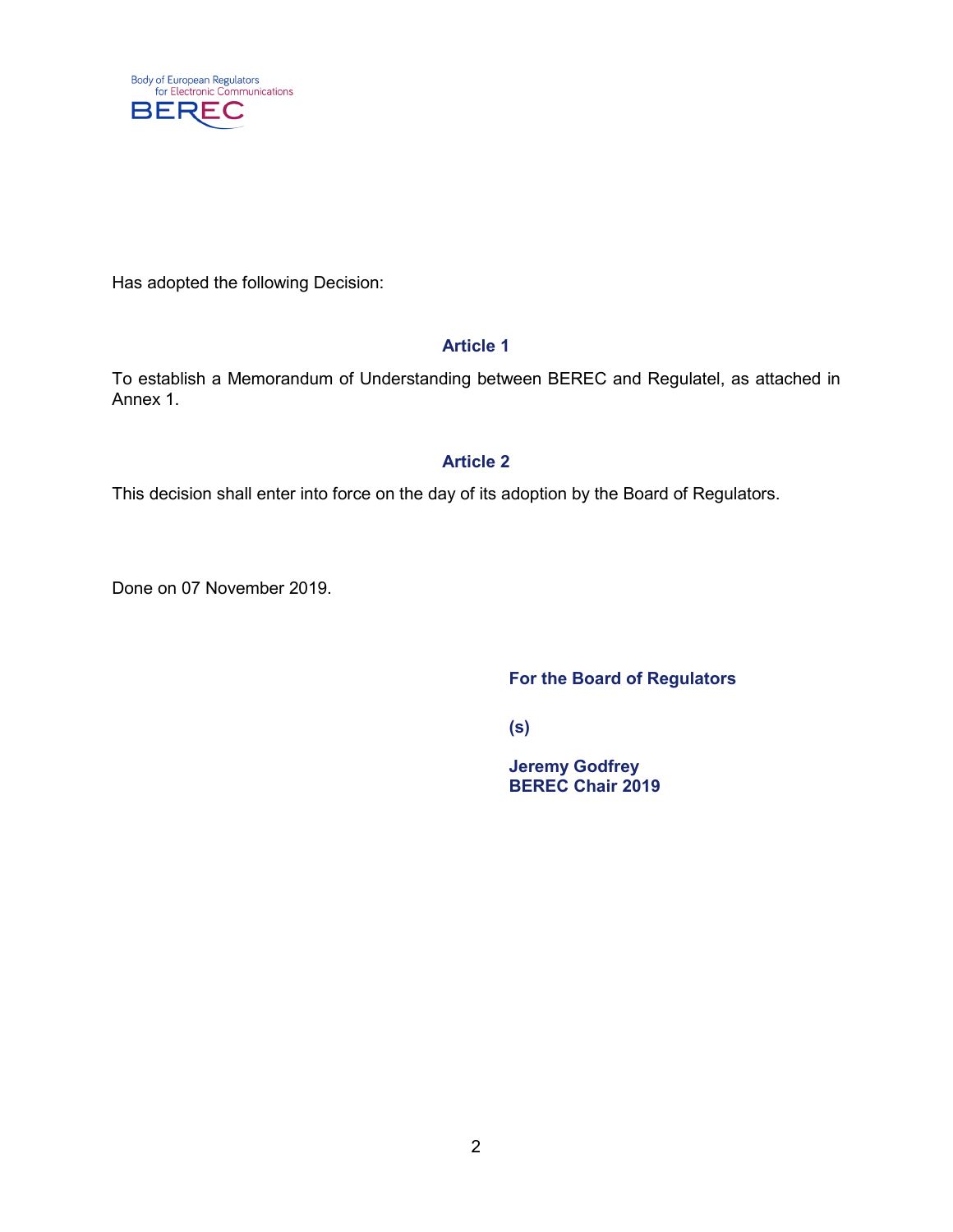Has adopted the following Decision:

## Article 1

To establish a Memorandum of Understanding between BEREC and Regulatel, as attached in Annex 1.

## Article 2

This decision shall enter into force on the day of its adoption by the Board of Regulators.

Done on 07 November 2019.

**For the Board of Regulators**

**(s)**

**Jeremy Godfrey**
**BEREC Chair 2019**